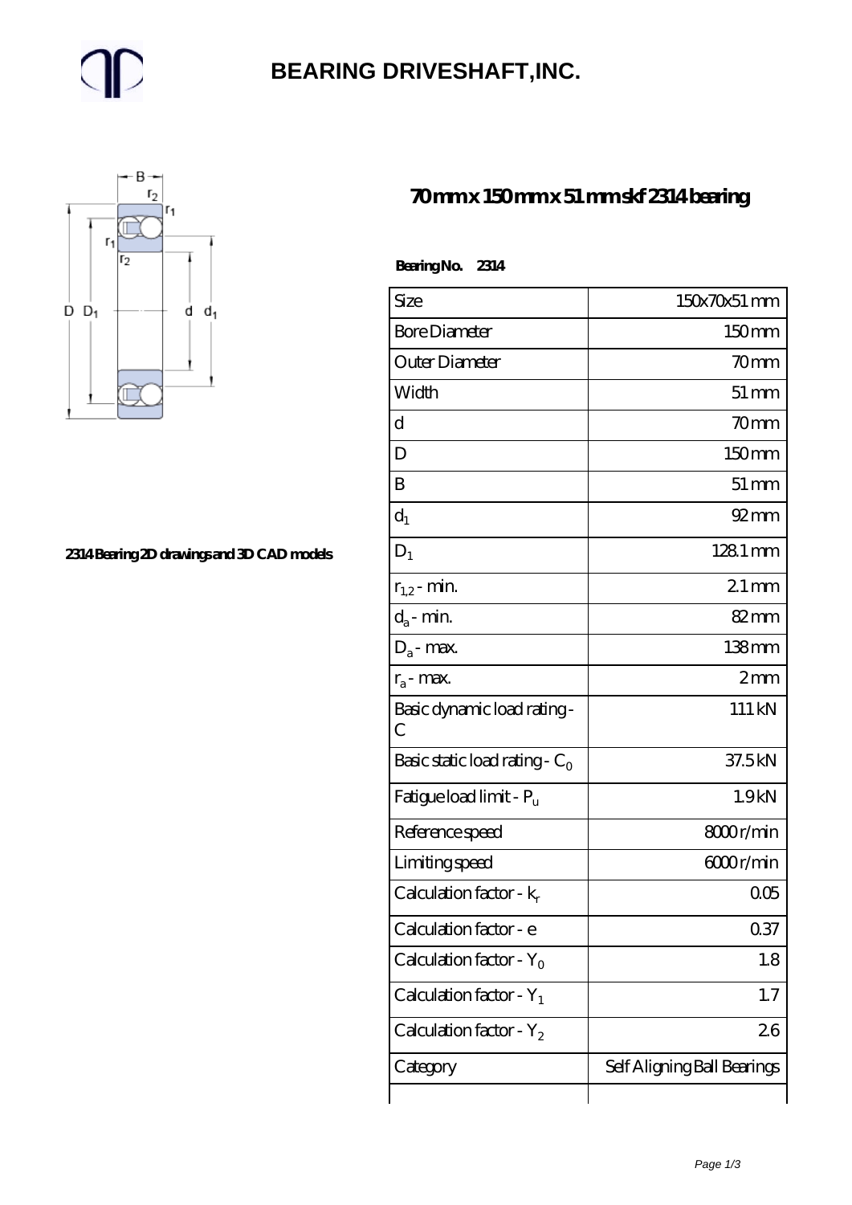# BEARING DRIVESHAFT,INC.

2314 Bearing 2D drawings and 3D CAD models

## 70 mm x 150 mm x 51 mm skf 2314 bearing

**Bearing No. 2314**

| Size | 150x70x51 mm |
|---|---|
| Bore Diameter | 150 mm |
| Outer Diameter | 70 mm |
| Width | 51 mm |
| d | 70 mm |
| D | 150 mm |
| B | 51 mm |
| $d_1$ | 92 mm |
| $D_1$ | 128.1 mm |
| $r_{1,2}$ - min. | 2.1 mm |
| $d_a$ - min. | 82 mm |
| $D_a$ - max. | 138 mm |
| $r_a$ - max. | 2 mm |
| Basic dynamic load rating - C | 111 kN |
| Basic static load rating - $C_0$ | 37.5 kN |
| Fatigue load limit - $P_u$ | 1.9 kN |
| Reference speed | 8000 r/min |
| Limiting speed | 6000 r/min |
| Calculation factor - $k_r$ | 0.05 |
| Calculation factor - e | 0.37 |
| Calculation factor - $Y_0$ | 1.8 |
| Calculation factor - $Y_1$ | 1.7 |
| Calculation factor - $Y_2$ | 2.6 |
| Category | Self Aligning Ball Bearings |
| | |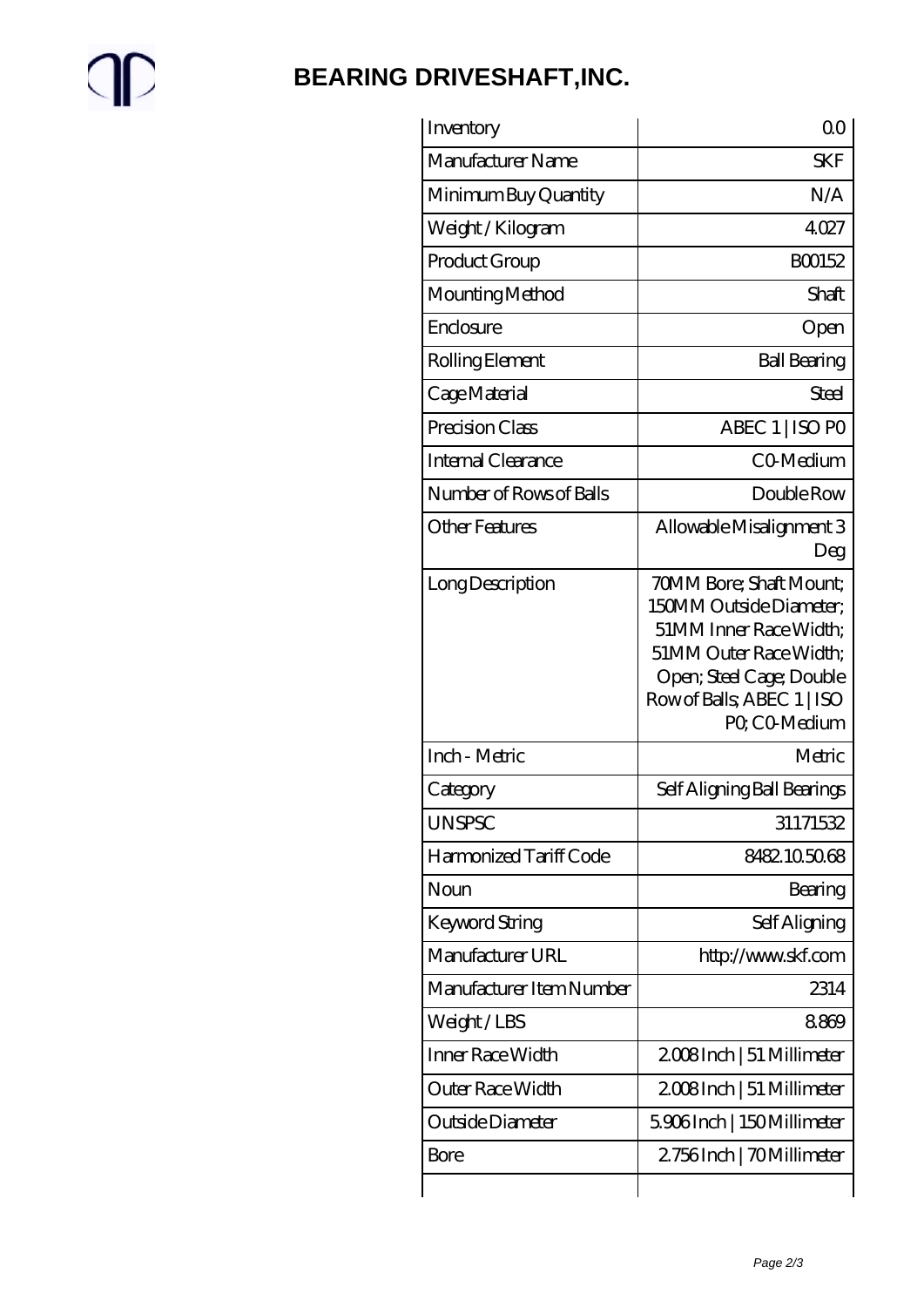# BEARING DRIVESHAFT,INC.

| | |
|---|---|
| Inventory | 0.0 |
| Manufacturer Name | SKF |
| Minimum Buy Quantity | N/A |
| Weight / Kilogram | 4.027 |
| Product Group | B00152 |
| Mounting Method | Shaft |
| Enclosure | Open |
| Rolling Element | Ball Bearing |
| Cage Material | Steel |
| Precision Class | ABEC 1 \| ISO P0 |
| Internal Clearance | C0-Medium |
| Number of Rows of Balls | Double Row |
| Other Features | Allowable Misalignment 3 Deg |
| Long Description | 70MM Bore; Shaft Mount; 150MM Outside Diameter; 51MM Inner Race Width; 51MM Outer Race Width; Open; Steel Cage; Double Row of Balls; ABEC 1 \| ISO P0; C0-Medium |
| Inch - Metric | Metric |
| Category | Self Aligning Ball Bearings |
| UNSPSC | 31171532 |
| Harmonized Tariff Code | 8482.10.50.68 |
| Noun | Bearing |
| Keyword String | Self Aligning |
| Manufacturer URL | http://www.skf.com |
| Manufacturer Item Number | 2314 |
| Weight / LBS | 8.869 |
| Inner Race Width | 2.008 Inch \| 51 Millimeter |
| Outer Race Width | 2.008 Inch \| 51 Millimeter |
| Outside Diameter | 5.906 Inch \| 150 Millimeter |
| Bore | 2.756 Inch \| 70 Millimeter |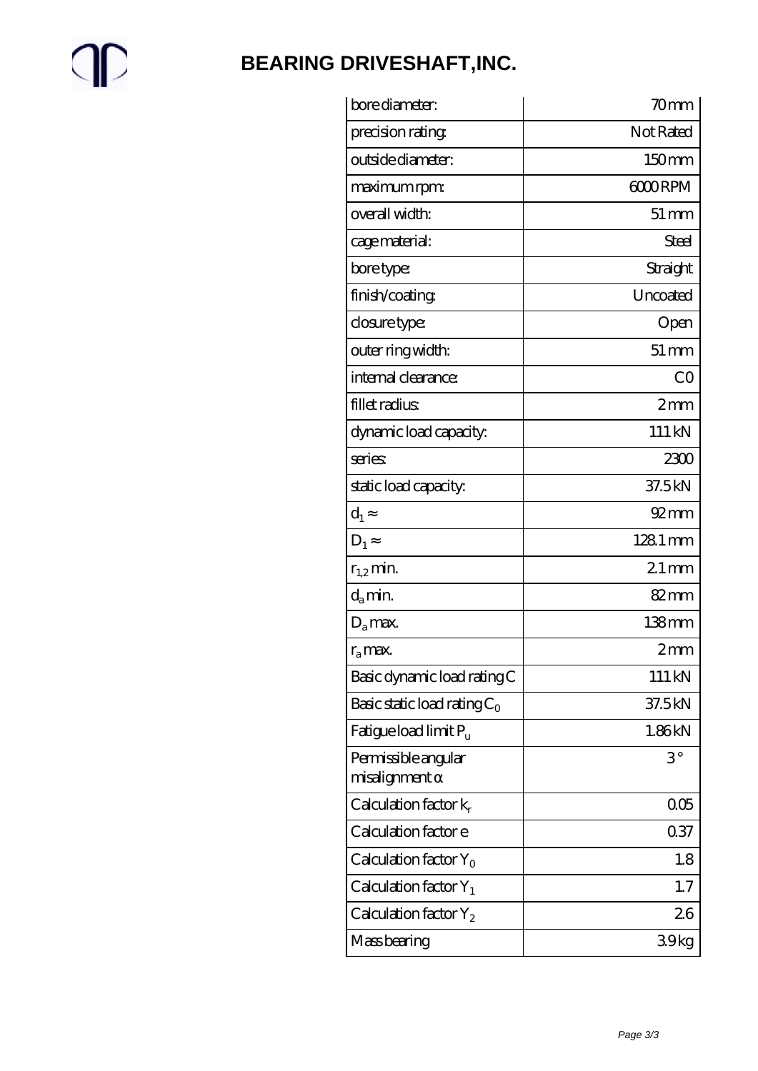# BEARING DRIVESHAFT,INC.

| | |
|---|---|
| bore diameter: | 70 mm |
| precision rating: | Not Rated |
| outside diameter: | 150 mm |
| maximum rpm: | 6000 RPM |
| overall width: | 51 mm |
| cage material: | Steel |
| bore type: | Straight |
| finish/coating: | Uncoated |
| closure type: | Open |
| outer ring width: | 51 mm |
| internal clearance: | C0 |
| fillet radius: | 2 mm |
| dynamic load capacity: | 111 kN |
| series: | 2300 |
| static load capacity: | 37.5 kN |
| $d_1 \approx$ | 92 mm |
| $D_1 \approx$ | 128.1 mm |
| $r_{1,2}$ min. | 2.1 mm |
| $d_a$ min. | 82 mm |
| $D_a$ max. | 138 mm |
| $r_a$ max. | 2 mm |
| Basic dynamic load rating C | 111 kN |
| Basic static load rating $C_0$ | 37.5 kN |
| Fatigue load limit $P_u$ | 1.86 kN |
| Permissible angular misalignment α | 3 ° |
| Calculation factor $k_r$ | 0.05 |
| Calculation factor e | 0.37 |
| Calculation factor $Y_0$ | 1.8 |
| Calculation factor $Y_1$ | 1.7 |
| Calculation factor $Y_2$ | 2.6 |
| Mass bearing | 3.9 kg |